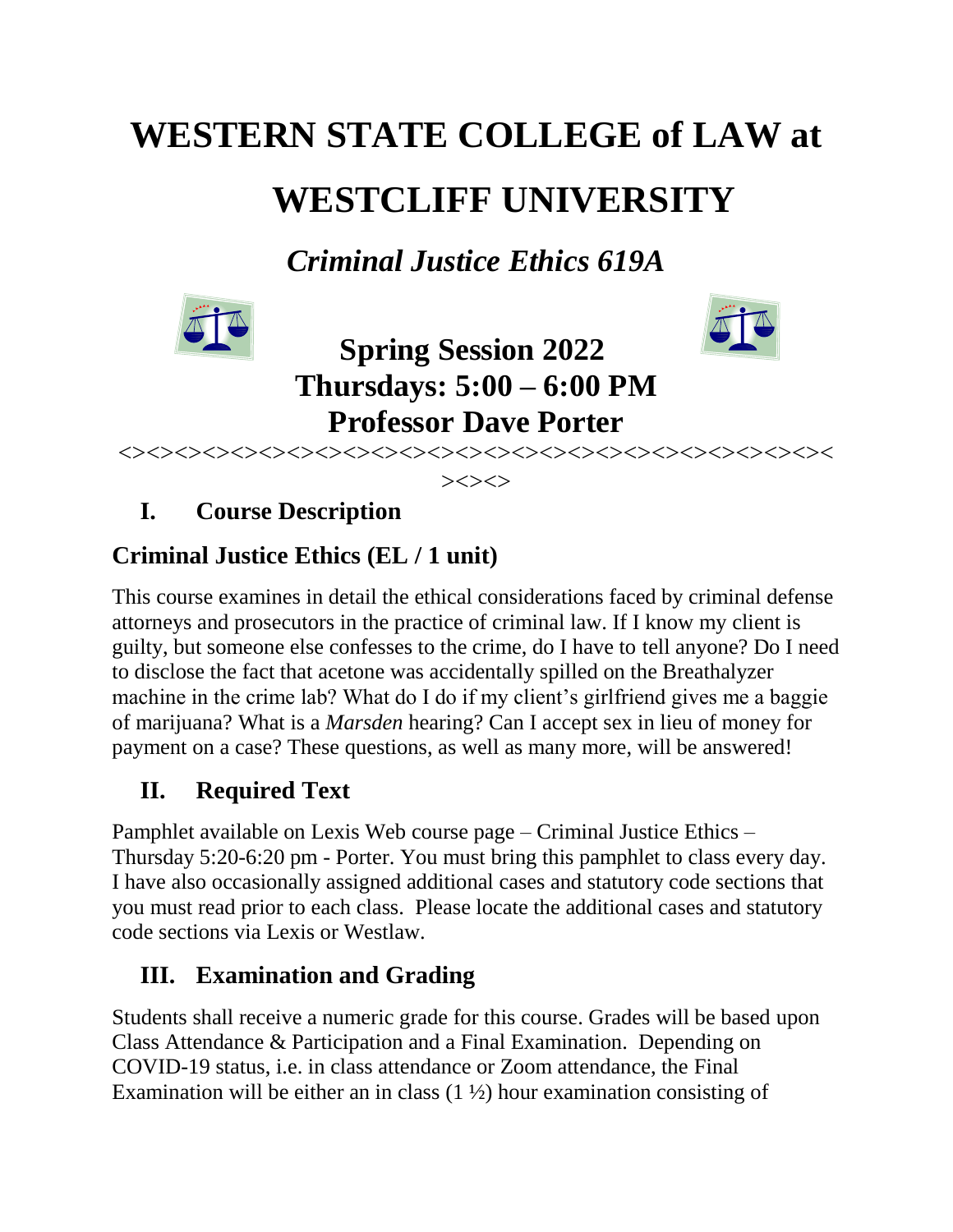# WESTERN STATE COLLEGE of LAW at WESTCLIFF UNIVERSITY

## *Criminal Justice Ethics 619A*

**Spring Session 2022**
**Thursdays: 5:00 – 6:00 PM**
**Professor Dave Porter**

<><><><><><><><><><><><><><><><><><><><><><><><><><><><><><><><><><><><><><><><><><><><><><><><

## I. Course Description

### Criminal Justice Ethics (EL / 1 unit)

This course examines in detail the ethical considerations faced by criminal defense attorneys and prosecutors in the practice of criminal law. If I know my client is guilty, but someone else confesses to the crime, do I have to tell anyone? Do I need to disclose the fact that acetone was accidentally spilled on the Breathalyzer machine in the crime lab? What do I do if my client's girlfriend gives me a baggie of marijuana? What is a *Marsden* hearing? Can I accept sex in lieu of money for payment on a case? These questions, as well as many more, will be answered!

## II. Required Text

Pamphlet available on Lexis Web course page – Criminal Justice Ethics – Thursday 5:20-6:20 pm - Porter. You must bring this pamphlet to class every day. I have also occasionally assigned additional cases and statutory code sections that you must read prior to each class. Please locate the additional cases and statutory code sections via Lexis or Westlaw.

## III. Examination and Grading

Students shall receive a numeric grade for this course. Grades will be based upon Class Attendance & Participation and a Final Examination. Depending on COVID-19 status, i.e. in class attendance or Zoom attendance, the Final Examination will be either an in class (1 ½) hour examination consisting of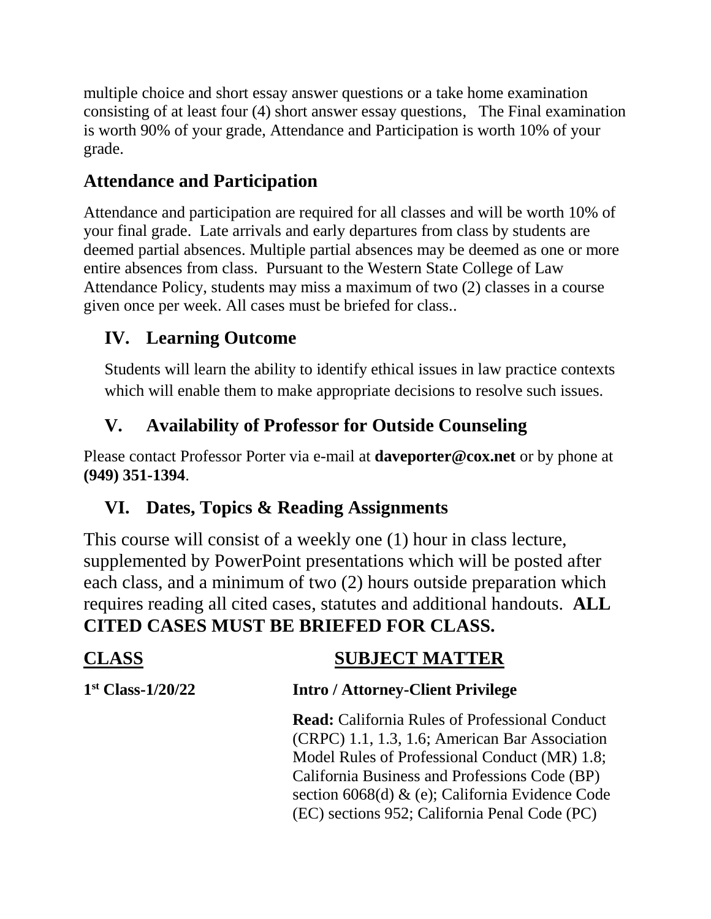multiple choice and short essay answer questions or a take home examination consisting of at least four (4) short answer essay questions, The Final examination is worth 90% of your grade, Attendance and Participation is worth 10% of your grade.

### Attendance and Participation

Attendance and participation are required for all classes and will be worth 10% of your final grade. Late arrivals and early departures from class by students are deemed partial absences. Multiple partial absences may be deemed as one or more entire absences from class. Pursuant to the Western State College of Law Attendance Policy, students may miss a maximum of two (2) classes in a course given once per week. All cases must be briefed for class..

## IV. Learning Outcome

Students will learn the ability to identify ethical issues in law practice contexts which will enable them to make appropriate decisions to resolve such issues.

## V. Availability of Professor for Outside Counseling

Please contact Professor Porter via e-mail at **daveporter@cox.net** or by phone at **(949) 351-1394**.

## VI. Dates, Topics & Reading Assignments

This course will consist of a weekly one (1) hour in class lecture, supplemented by PowerPoint presentations which will be posted after each class, and a minimum of two (2) hours outside preparation which requires reading all cited cases, statutes and additional handouts. **ALL CITED CASES MUST BE BRIEFED FOR CLASS.**

| **CLASS** | **SUBJECT MATTER** |
|---|---|
| **1st Class-1/20/22** | **Intro / Attorney-Client Privilege**<br><br>**Read:** California Rules of Professional Conduct (CRPC) 1.1, 1.3, 1.6; American Bar Association Model Rules of Professional Conduct (MR) 1.8; California Business and Professions Code (BP) section 6068(d) & (e); California Evidence Code (EC) sections 952; California Penal Code (PC) |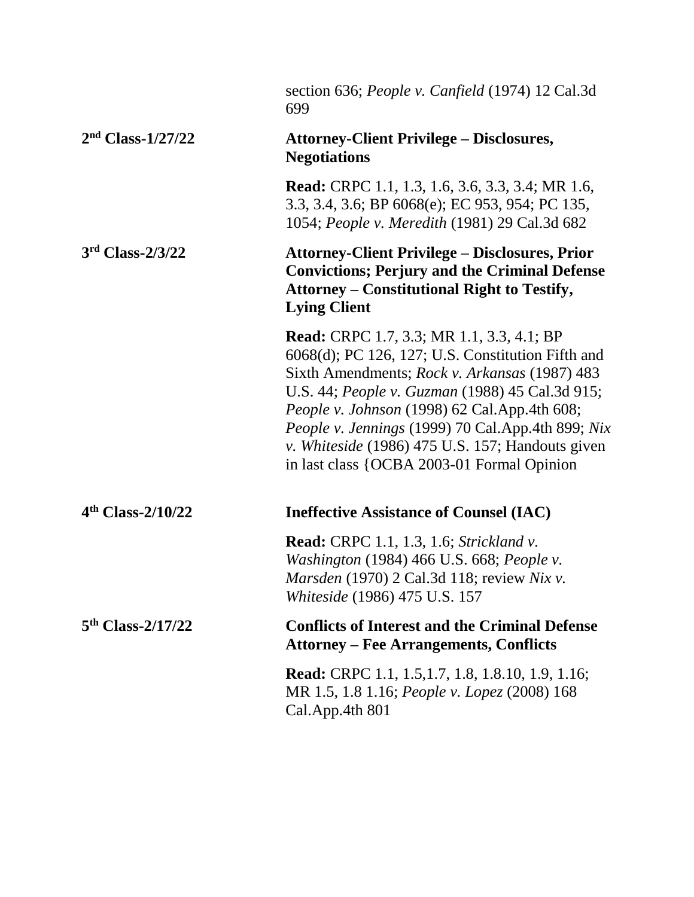section 636; *People v. Canfield* (1974) 12 Cal.3d 699

**2nd Class-1/27/22** — **Attorney-Client Privilege – Disclosures, Negotiations**

**Read:** CRPC 1.1, 1.3, 1.6, 3.6, 3.3, 3.4; MR 1.6, 3.3, 3.4, 3.6; BP 6068(e); EC 953, 954; PC 135, 1054; *People v. Meredith* (1981) 29 Cal.3d 682

**3rd Class-2/3/22** — **Attorney-Client Privilege – Disclosures, Prior Convictions; Perjury and the Criminal Defense Attorney – Constitutional Right to Testify, Lying Client**

**Read:** CRPC 1.7, 3.3; MR 1.1, 3.3, 4.1; BP 6068(d); PC 126, 127; U.S. Constitution Fifth and Sixth Amendments; *Rock v. Arkansas* (1987) 483 U.S. 44; *People v. Guzman* (1988) 45 Cal.3d 915; *People v. Johnson* (1998) 62 Cal.App.4th 608; *People v. Jennings* (1999) 70 Cal.App.4th 899; *Nix v. Whiteside* (1986) 475 U.S. 157; Handouts given in last class {OCBA 2003-01 Formal Opinion

**4th Class-2/10/22** — **Ineffective Assistance of Counsel (IAC)**

**Read:** CRPC 1.1, 1.3, 1.6; *Strickland v. Washington* (1984) 466 U.S. 668; *People v. Marsden* (1970) 2 Cal.3d 118; review *Nix v. Whiteside* (1986) 475 U.S. 157

**5th Class-2/17/22** — **Conflicts of Interest and the Criminal Defense Attorney – Fee Arrangements, Conflicts**

**Read:** CRPC 1.1, 1.5,1.7, 1.8, 1.8.10, 1.9, 1.16; MR 1.5, 1.8 1.16; *People v. Lopez* (2008) 168 Cal.App.4th 801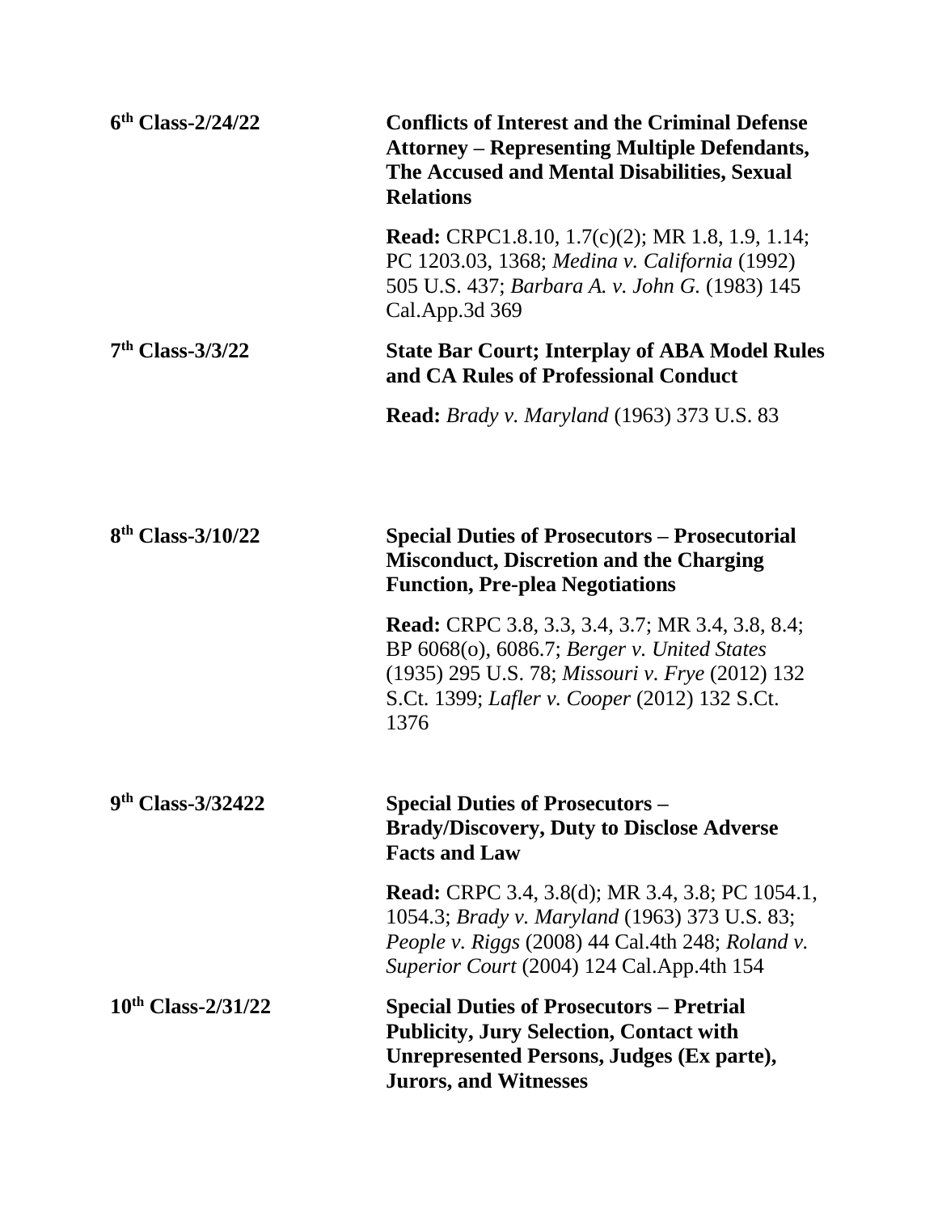| | |
|---|---|
| **6th Class-2/24/22** | **Conflicts of Interest and the Criminal Defense Attorney – Representing Multiple Defendants, The Accused and Mental Disabilities, Sexual Relations** |
| | **Read:** CRPC1.8.10, 1.7(c)(2); MR 1.8, 1.9, 1.14; PC 1203.03, 1368; *Medina v. California* (1992) 505 U.S. 437; *Barbara A. v. John G.* (1983) 145 Cal.App.3d 369 |
| **7th Class-3/3/22** | **State Bar Court; Interplay of ABA Model Rules and CA Rules of Professional Conduct** |
| | **Read:** *Brady v. Maryland* (1963) 373 U.S. 83 |
| **8th Class-3/10/22** | **Special Duties of Prosecutors – Prosecutorial Misconduct, Discretion and the Charging Function, Pre-plea Negotiations** |
| | **Read:** CRPC 3.8, 3.3, 3.4, 3.7; MR 3.4, 3.8, 8.4; BP 6068(o), 6086.7; *Berger v. United States* (1935) 295 U.S. 78; *Missouri v. Frye* (2012) 132 S.Ct. 1399; *Lafler v. Cooper* (2012) 132 S.Ct. 1376 |
| **9th Class-3/32422** | **Special Duties of Prosecutors – Brady/Discovery, Duty to Disclose Adverse Facts and Law** |
| | **Read:** CRPC 3.4, 3.8(d); MR 3.4, 3.8; PC 1054.1, 1054.3; *Brady v. Maryland* (1963) 373 U.S. 83; *People v. Riggs* (2008) 44 Cal.4th 248; *Roland v. Superior Court* (2004) 124 Cal.App.4th 154 |
| **10th Class-2/31/22** | **Special Duties of Prosecutors – Pretrial Publicity, Jury Selection, Contact with Unrepresented Persons, Judges (Ex parte), Jurors, and Witnesses** |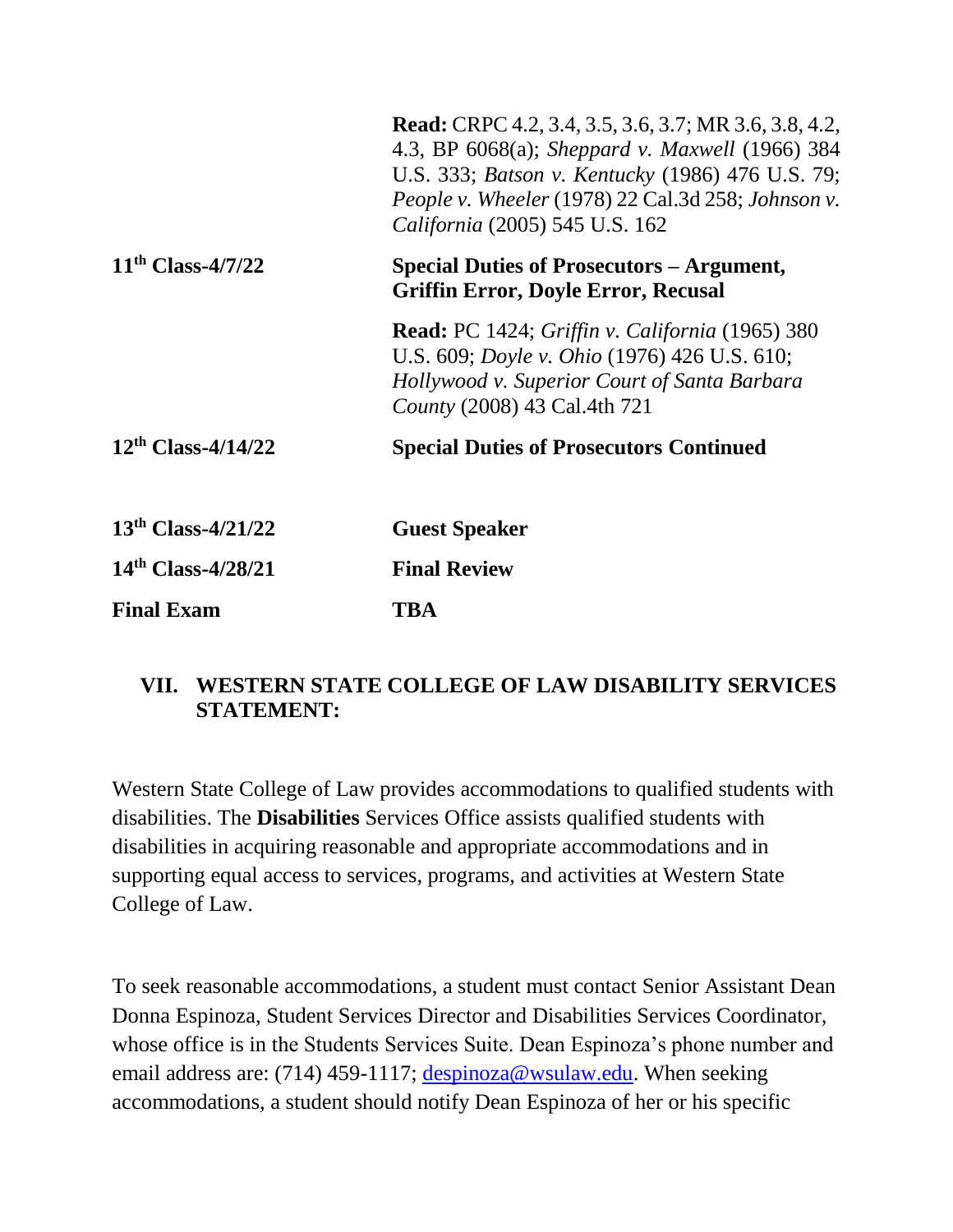| | |
|---|---|
| | **Read:** CRPC 4.2, 3.4, 3.5, 3.6, 3.7; MR 3.6, 3.8, 4.2, 4.3, BP 6068(a); *Sheppard v. Maxwell* (1966) 384 U.S. 333; *Batson v. Kentucky* (1986) 476 U.S. 79; *People v. Wheeler* (1978) 22 Cal.3d 258; *Johnson v. California* (2005) 545 U.S. 162 |
| **11th Class-4/7/22** | **Special Duties of Prosecutors – Argument, Griffin Error, Doyle Error, Recusal** |
| | **Read:** PC 1424; *Griffin v. California* (1965) 380 U.S. 609; *Doyle v. Ohio* (1976) 426 U.S. 610; *Hollywood v. Superior Court of Santa Barbara County* (2008) 43 Cal.4th 721 |
| **12th Class-4/14/22** | **Special Duties of Prosecutors Continued** |
| **13th Class-4/21/22** | **Guest Speaker** |
| **14th Class-4/28/21** | **Final Review** |
| **Final Exam** | **TBA** |

## VII. WESTERN STATE COLLEGE OF LAW DISABILITY SERVICES STATEMENT:

Western State College of Law provides accommodations to qualified students with disabilities. The **Disabilities** Services Office assists qualified students with disabilities in acquiring reasonable and appropriate accommodations and in supporting equal access to services, programs, and activities at Western State College of Law.

To seek reasonable accommodations, a student must contact Senior Assistant Dean Donna Espinoza, Student Services Director and Disabilities Services Coordinator, whose office is in the Students Services Suite. Dean Espinoza's phone number and email address are: (714) 459-1117; despinoza@wsulaw.edu. When seeking accommodations, a student should notify Dean Espinoza of her or his specific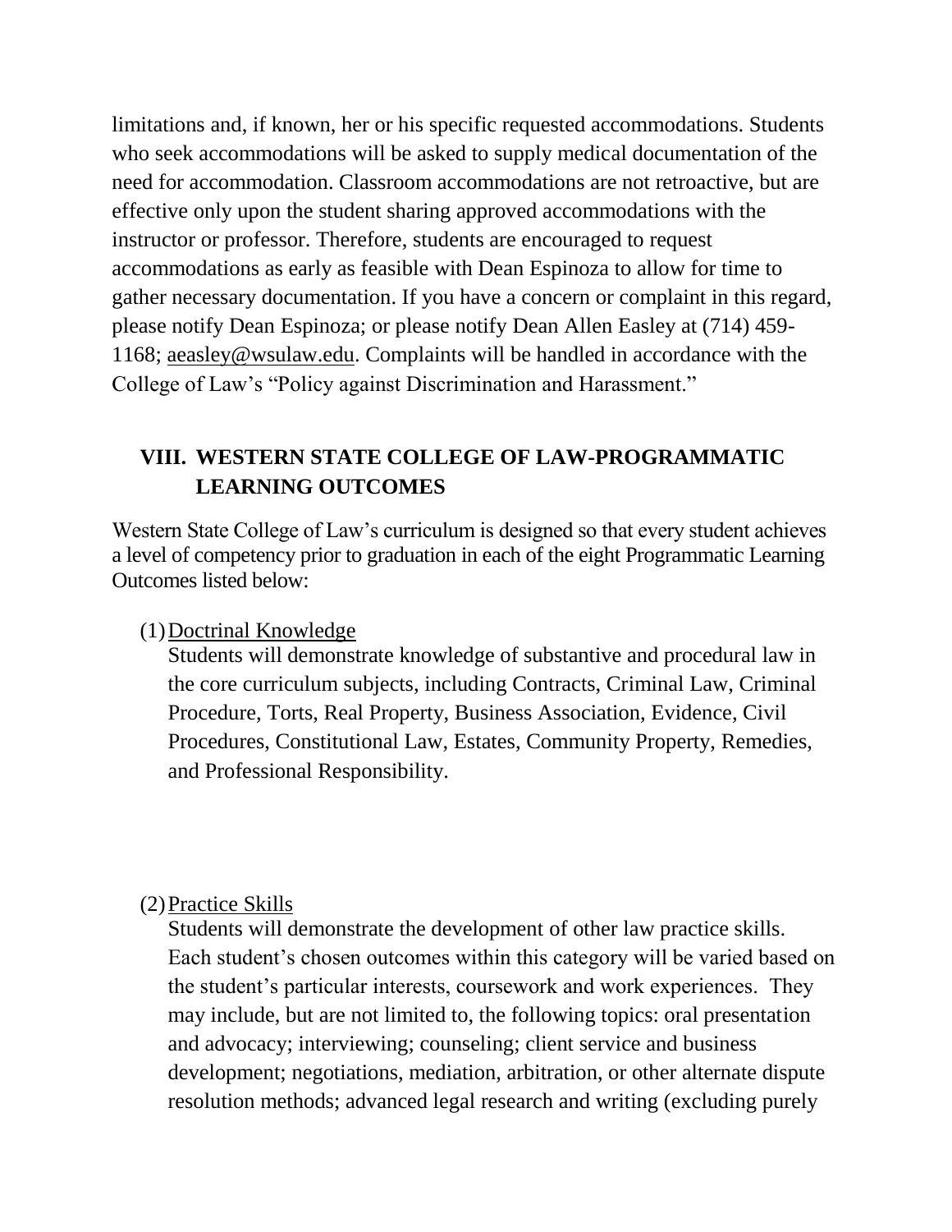limitations and, if known, her or his specific requested accommodations. Students who seek accommodations will be asked to supply medical documentation of the need for accommodation. Classroom accommodations are not retroactive, but are effective only upon the student sharing approved accommodations with the instructor or professor. Therefore, students are encouraged to request accommodations as early as feasible with Dean Espinoza to allow for time to gather necessary documentation. If you have a concern or complaint in this regard, please notify Dean Espinoza; or please notify Dean Allen Easley at (714) 459-1168; aeasley@wsulaw.edu. Complaints will be handled in accordance with the College of Law's "Policy against Discrimination and Harassment."

## VIII. WESTERN STATE COLLEGE OF LAW-PROGRAMMATIC LEARNING OUTCOMES

Western State College of Law's curriculum is designed so that every student achieves a level of competency prior to graduation in each of the eight Programmatic Learning Outcomes listed below:

(1) Doctrinal Knowledge

Students will demonstrate knowledge of substantive and procedural law in the core curriculum subjects, including Contracts, Criminal Law, Criminal Procedure, Torts, Real Property, Business Association, Evidence, Civil Procedures, Constitutional Law, Estates, Community Property, Remedies, and Professional Responsibility.

(2) Practice Skills

Students will demonstrate the development of other law practice skills. Each student's chosen outcomes within this category will be varied based on the student's particular interests, coursework and work experiences. They may include, but are not limited to, the following topics: oral presentation and advocacy; interviewing; counseling; client service and business development; negotiations, mediation, arbitration, or other alternate dispute resolution methods; advanced legal research and writing (excluding purely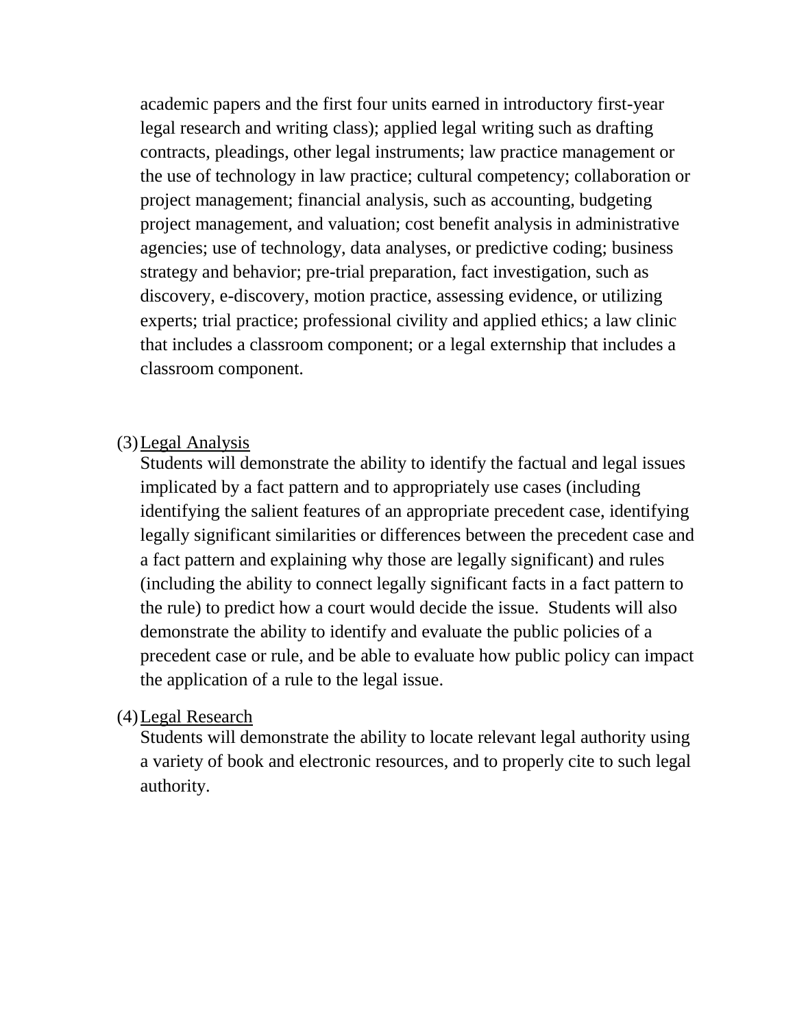academic papers and the first four units earned in introductory first-year legal research and writing class); applied legal writing such as drafting contracts, pleadings, other legal instruments; law practice management or the use of technology in law practice; cultural competency; collaboration or project management; financial analysis, such as accounting, budgeting project management, and valuation; cost benefit analysis in administrative agencies; use of technology, data analyses, or predictive coding; business strategy and behavior; pre-trial preparation, fact investigation, such as discovery, e-discovery, motion practice, assessing evidence, or utilizing experts; trial practice; professional civility and applied ethics; a law clinic that includes a classroom component; or a legal externship that includes a classroom component.

(3) <u>Legal Analysis</u>

Students will demonstrate the ability to identify the factual and legal issues implicated by a fact pattern and to appropriately use cases (including identifying the salient features of an appropriate precedent case, identifying legally significant similarities or differences between the precedent case and a fact pattern and explaining why those are legally significant) and rules (including the ability to connect legally significant facts in a fact pattern to the rule) to predict how a court would decide the issue. Students will also demonstrate the ability to identify and evaluate the public policies of a precedent case or rule, and be able to evaluate how public policy can impact the application of a rule to the legal issue.

(4) <u>Legal Research</u>

Students will demonstrate the ability to locate relevant legal authority using a variety of book and electronic resources, and to properly cite to such legal authority.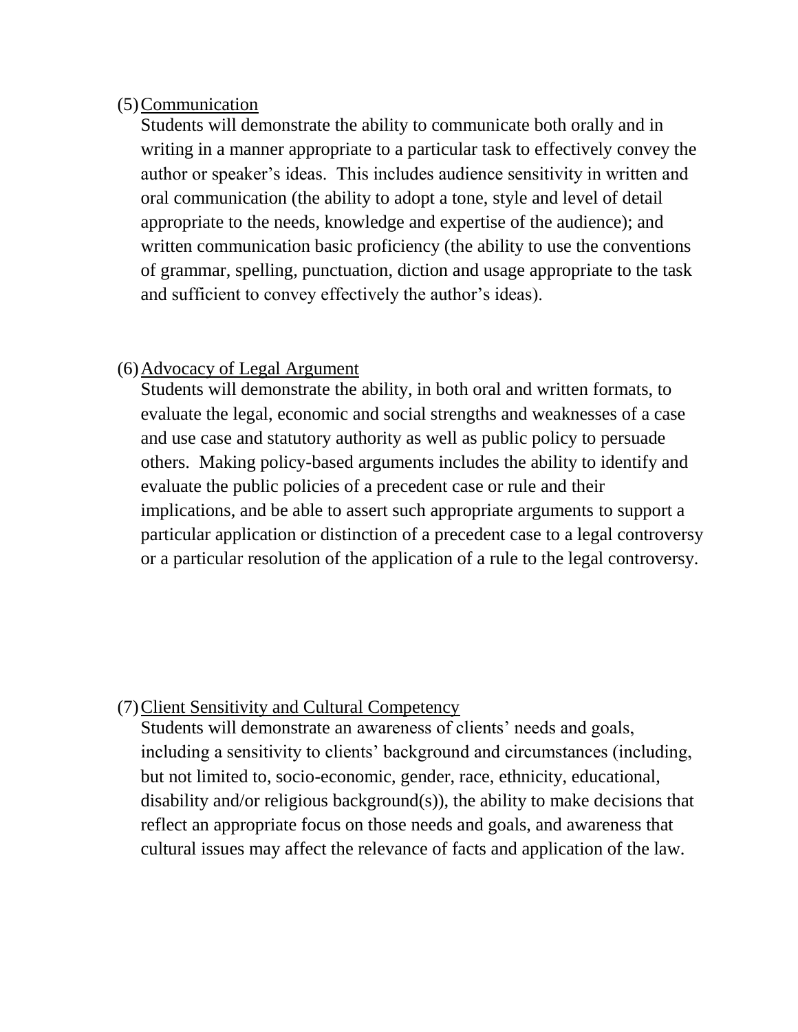(5) Communication

Students will demonstrate the ability to communicate both orally and in writing in a manner appropriate to a particular task to effectively convey the author or speaker's ideas. This includes audience sensitivity in written and oral communication (the ability to adopt a tone, style and level of detail appropriate to the needs, knowledge and expertise of the audience); and written communication basic proficiency (the ability to use the conventions of grammar, spelling, punctuation, diction and usage appropriate to the task and sufficient to convey effectively the author's ideas).

(6) Advocacy of Legal Argument

Students will demonstrate the ability, in both oral and written formats, to evaluate the legal, economic and social strengths and weaknesses of a case and use case and statutory authority as well as public policy to persuade others. Making policy-based arguments includes the ability to identify and evaluate the public policies of a precedent case or rule and their implications, and be able to assert such appropriate arguments to support a particular application or distinction of a precedent case to a legal controversy or a particular resolution of the application of a rule to the legal controversy.

(7) Client Sensitivity and Cultural Competency

Students will demonstrate an awareness of clients' needs and goals, including a sensitivity to clients' background and circumstances (including, but not limited to, socio-economic, gender, race, ethnicity, educational, disability and/or religious background(s)), the ability to make decisions that reflect an appropriate focus on those needs and goals, and awareness that cultural issues may affect the relevance of facts and application of the law.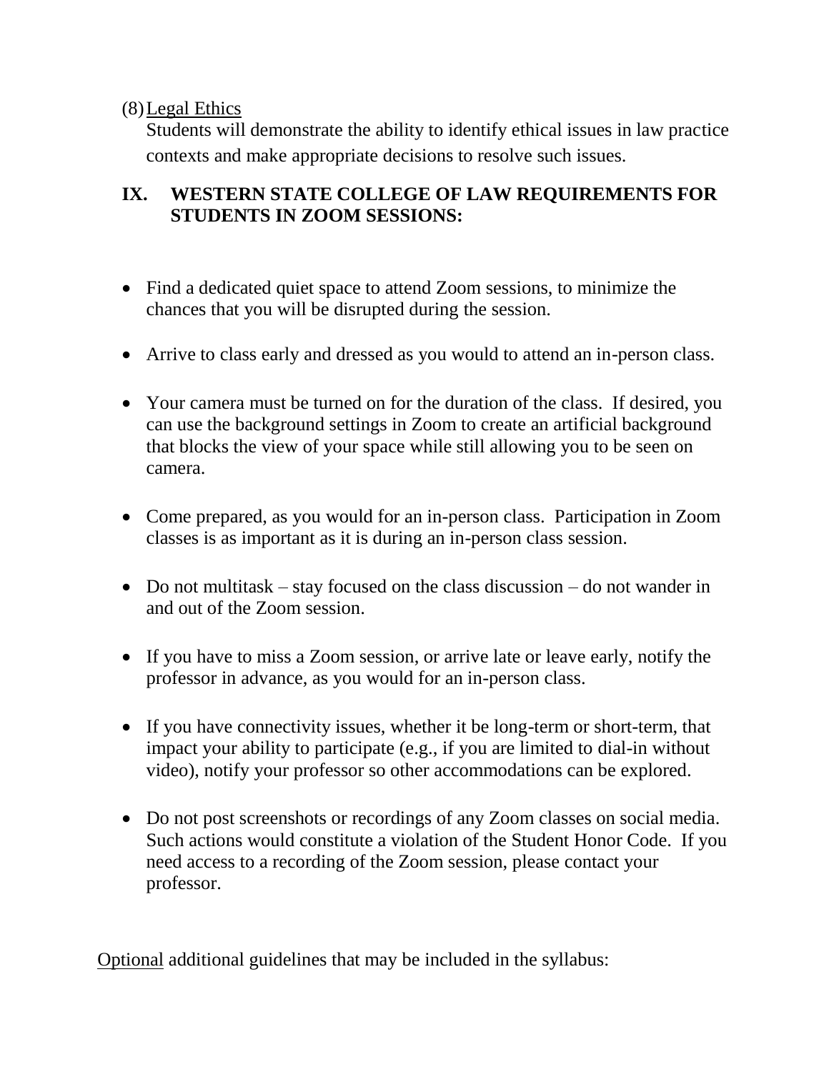(8) Legal Ethics

Students will demonstrate the ability to identify ethical issues in law practice contexts and make appropriate decisions to resolve such issues.

## IX. WESTERN STATE COLLEGE OF LAW REQUIREMENTS FOR STUDENTS IN ZOOM SESSIONS:

- Find a dedicated quiet space to attend Zoom sessions, to minimize the chances that you will be disrupted during the session.
- Arrive to class early and dressed as you would to attend an in-person class.
- Your camera must be turned on for the duration of the class. If desired, you can use the background settings in Zoom to create an artificial background that blocks the view of your space while still allowing you to be seen on camera.
- Come prepared, as you would for an in-person class. Participation in Zoom classes is as important as it is during an in-person class session.
- Do not multitask – stay focused on the class discussion – do not wander in and out of the Zoom session.
- If you have to miss a Zoom session, or arrive late or leave early, notify the professor in advance, as you would for an in-person class.
- If you have connectivity issues, whether it be long-term or short-term, that impact your ability to participate (e.g., if you are limited to dial-in without video), notify your professor so other accommodations can be explored.
- Do not post screenshots or recordings of any Zoom classes on social media. Such actions would constitute a violation of the Student Honor Code. If you need access to a recording of the Zoom session, please contact your professor.

Optional additional guidelines that may be included in the syllabus: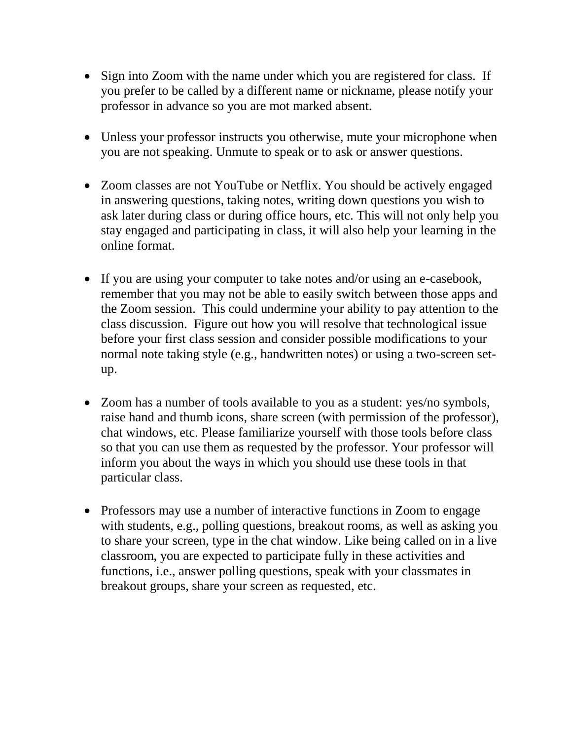- Sign into Zoom with the name under which you are registered for class. If you prefer to be called by a different name or nickname, please notify your professor in advance so you are mot marked absent.

- Unless your professor instructs you otherwise, mute your microphone when you are not speaking. Unmute to speak or to ask or answer questions.

- Zoom classes are not YouTube or Netflix. You should be actively engaged in answering questions, taking notes, writing down questions you wish to ask later during class or during office hours, etc. This will not only help you stay engaged and participating in class, it will also help your learning in the online format.

- If you are using your computer to take notes and/or using an e-casebook, remember that you may not be able to easily switch between those apps and the Zoom session. This could undermine your ability to pay attention to the class discussion. Figure out how you will resolve that technological issue before your first class session and consider possible modifications to your normal note taking style (e.g., handwritten notes) or using a two-screen set-up.

- Zoom has a number of tools available to you as a student: yes/no symbols, raise hand and thumb icons, share screen (with permission of the professor), chat windows, etc. Please familiarize yourself with those tools before class so that you can use them as requested by the professor. Your professor will inform you about the ways in which you should use these tools in that particular class.

- Professors may use a number of interactive functions in Zoom to engage with students, e.g., polling questions, breakout rooms, as well as asking you to share your screen, type in the chat window. Like being called on in a live classroom, you are expected to participate fully in these activities and functions, i.e., answer polling questions, speak with your classmates in breakout groups, share your screen as requested, etc.